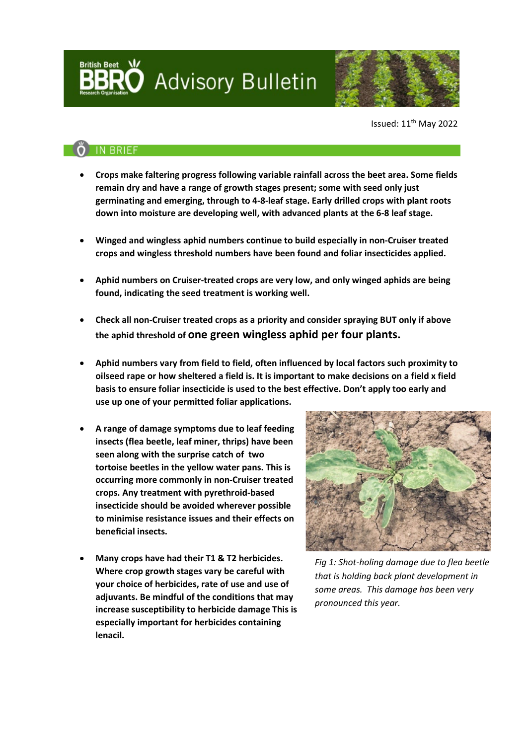# BBRO Advisory Bulletin

Issued: 11th May 2022

## IN BRIEF

- **Crops make faltering progress following variable rainfall across the beet area. Some fields remain dry and have a range of growth stages present; some with seed only just germinating and emerging, through to 4-8-leaf stage. Early drilled crops with plant roots down into moisture are developing well, with advanced plants at the 6-8 leaf stage.**

- **Winged and wingless aphid numbers continue to build especially in non-Cruiser treated crops and wingless threshold numbers have been found and foliar insecticides applied.**

- **Aphid numbers on Cruiser-treated crops are very low, and only winged aphids are being found, indicating the seed treatment is working well.**

- **Check all non-Cruiser treated crops as a priority and consider spraying BUT only if above the aphid threshold of one green wingless aphid per four plants.**

- **Aphid numbers vary from field to field, often influenced by local factors such proximity to oilseed rape or how sheltered a field is. It is important to make decisions on a field x field basis to ensure foliar insecticide is used to the best effective. Don't apply too early and use up one of your permitted foliar applications.**

- **A range of damage symptoms due to leaf feeding insects (flea beetle, leaf miner, thrips) have been seen along with the surprise catch of two tortoise beetles in the yellow water pans. This is occurring more commonly in non-Cruiser treated crops. Any treatment with pyrethroid-based insecticide should be avoided wherever possible to minimise resistance issues and their effects on beneficial insects.**

- **Many crops have had their T1 & T2 herbicides. Where crop growth stages vary be careful with your choice of herbicides, rate of use and use of adjuvants. Be mindful of the conditions that may increase susceptibility to herbicide damage This is especially important for herbicides containing lenacil.**

*Fig 1: Shot-holing damage due to flea beetle that is holding back plant development in some areas. This damage has been very pronounced this year.*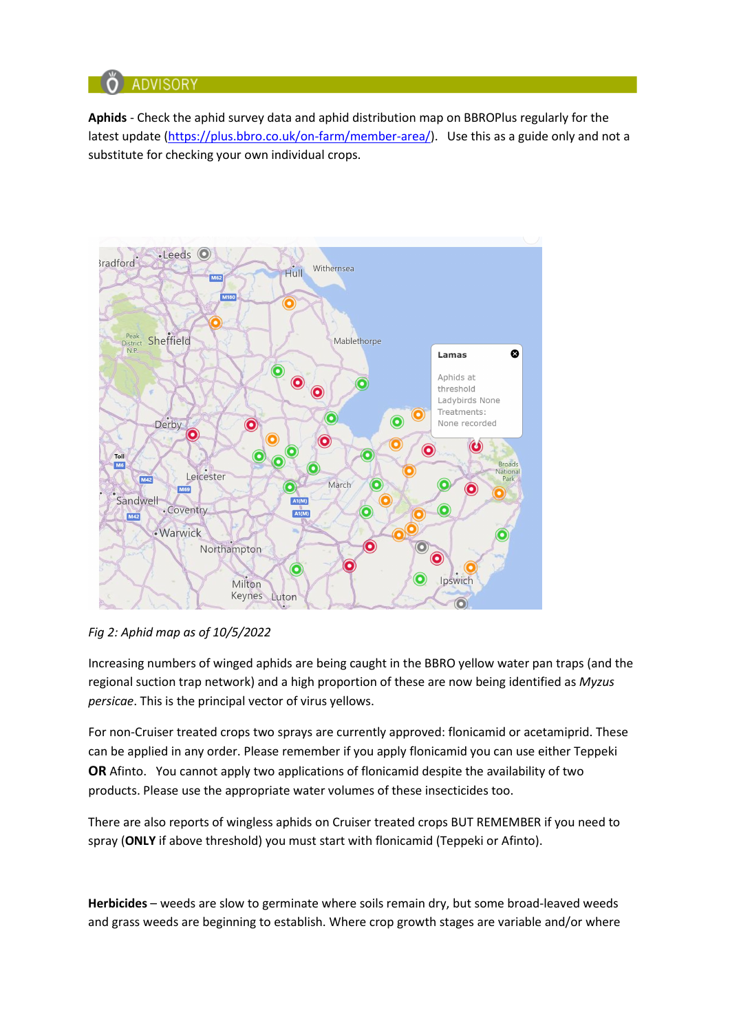## ADVISORY

**Aphids** - Check the aphid survey data and aphid distribution map on BBROPlus regularly for the latest update (https://plus.bbro.co.uk/on-farm/member-area/). Use this as a guide only and not a substitute for checking your own individual crops.

*Fig 2: Aphid map as of 10/5/2022*

Increasing numbers of winged aphids are being caught in the BBRO yellow water pan traps (and the regional suction trap network) and a high proportion of these are now being identified as *Myzus persicae*. This is the principal vector of virus yellows.

For non-Cruiser treated crops two sprays are currently approved: flonicamid or acetamiprid. These can be applied in any order. Please remember if you apply flonicamid you can use either Teppeki **OR** Afinto. You cannot apply two applications of flonicamid despite the availability of two products. Please use the appropriate water volumes of these insecticides too.

There are also reports of wingless aphids on Cruiser treated crops BUT REMEMBER if you need to spray (**ONLY** if above threshold) you must start with flonicamid (Teppeki or Afinto).

**Herbicides** – weeds are slow to germinate where soils remain dry, but some broad-leaved weeds and grass weeds are beginning to establish. Where crop growth stages are variable and/or where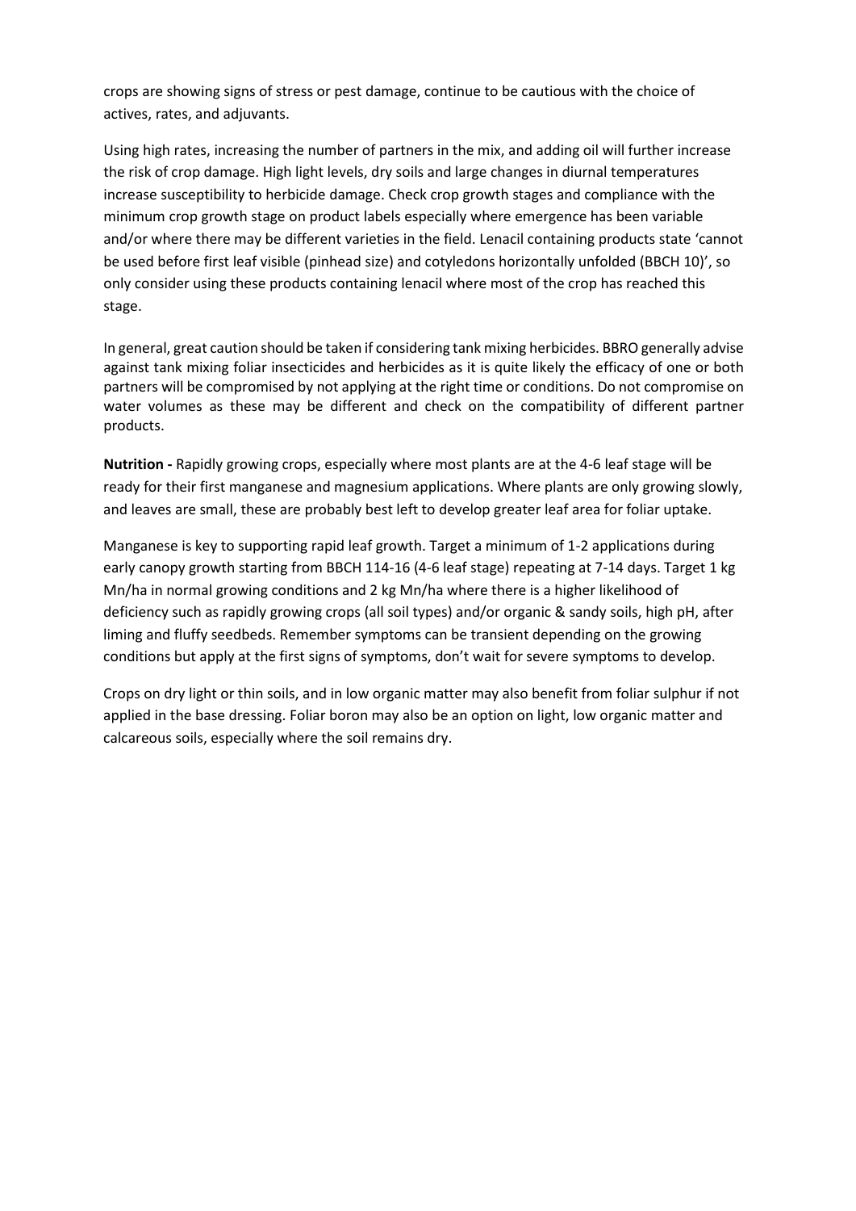crops are showing signs of stress or pest damage, continue to be cautious with the choice of actives, rates, and adjuvants.

Using high rates, increasing the number of partners in the mix, and adding oil will further increase the risk of crop damage. High light levels, dry soils and large changes in diurnal temperatures increase susceptibility to herbicide damage. Check crop growth stages and compliance with the minimum crop growth stage on product labels especially where emergence has been variable and/or where there may be different varieties in the field. Lenacil containing products state 'cannot be used before first leaf visible (pinhead size) and cotyledons horizontally unfolded (BBCH 10)', so only consider using these products containing lenacil where most of the crop has reached this stage.

In general, great caution should be taken if considering tank mixing herbicides. BBRO generally advise against tank mixing foliar insecticides and herbicides as it is quite likely the efficacy of one or both partners will be compromised by not applying at the right time or conditions. Do not compromise on water volumes as these may be different and check on the compatibility of different partner products.

**Nutrition -** Rapidly growing crops, especially where most plants are at the 4-6 leaf stage will be ready for their first manganese and magnesium applications. Where plants are only growing slowly, and leaves are small, these are probably best left to develop greater leaf area for foliar uptake.

Manganese is key to supporting rapid leaf growth. Target a minimum of 1-2 applications during early canopy growth starting from BBCH 114-16 (4-6 leaf stage) repeating at 7-14 days. Target 1 kg Mn/ha in normal growing conditions and 2 kg Mn/ha where there is a higher likelihood of deficiency such as rapidly growing crops (all soil types) and/or organic & sandy soils, high pH, after liming and fluffy seedbeds. Remember symptoms can be transient depending on the growing conditions but apply at the first signs of symptoms, don't wait for severe symptoms to develop.

Crops on dry light or thin soils, and in low organic matter may also benefit from foliar sulphur if not applied in the base dressing. Foliar boron may also be an option on light, low organic matter and calcareous soils, especially where the soil remains dry.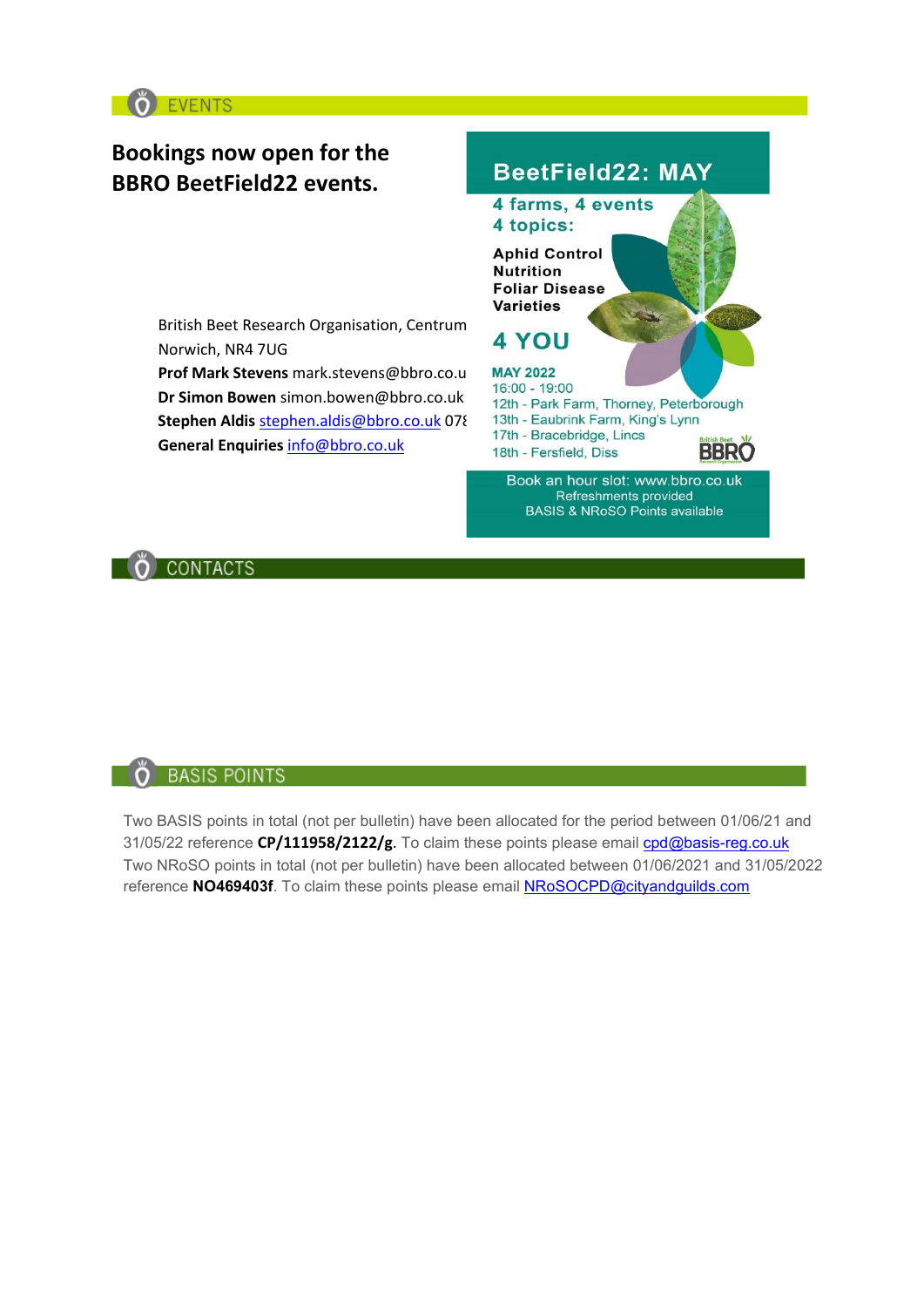## EVENTS

**Bookings now open for the BBRO BeetField22 events.**

BeetField22: MAY

4 farms, 4 events
4 topics:

**Aphid Control**
**Nutrition**
**Foliar Disease**
**Varieties**

4 YOU

**MAY 2022**
16:00 - 19:00
12th - Park Farm, Thorney, Peterborough
13th - Eaubrink Farm, King's Lynn
17th - Bracebridge, Lincs
18th - Fersfield, Diss

Book an hour slot: www.bbro.co.uk
Refreshments provided
BASIS & NRoSO Points available

## CONTACTS

British Beet Research Organisation, Centrum
Norwich, NR4 7UG
**Prof Mark Stevens** mark.stevens@bbro.co.u
**Dr Simon Bowen** simon.bowen@bbro.co.uk
**Stephen Aldis** stephen.aldis@bbro.co.uk 078
**General Enquiries** info@bbro.co.uk

## BASIS POINTS

Two BASIS points in total (not per bulletin) have been allocated for the period between 01/06/21 and 31/05/22 reference **CP/111958/2122/g**. To claim these points please email cpd@basis-reg.co.uk
Two NRoSO points in total (not per bulletin) have been allocated between 01/06/2021 and 31/05/2022 reference **NO469403f**. To claim these points please email NRoSOCPD@cityandguilds.com